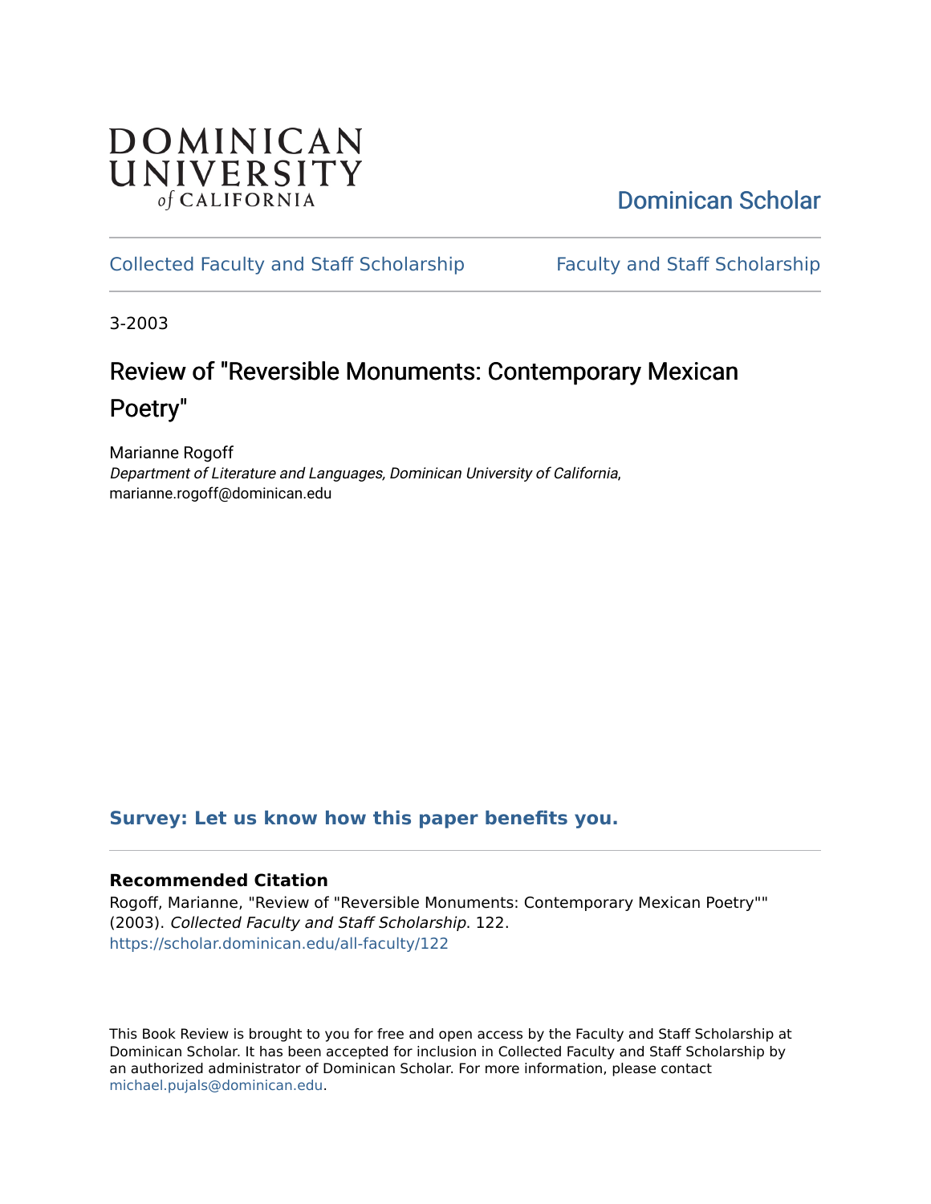DOMINICAN UNIVERSITY *of* CALIFORNIA

Dominican Scholar

Collected Faculty and Staff Scholarship

Faculty and Staff Scholarship

3-2003

# Review of "Reversible Monuments: Contemporary Mexican Poetry"

Marianne Rogoff
*Department of Literature and Languages, Dominican University of California*, marianne.rogoff@dominican.edu

**Survey: Let us know how this paper benefits you.**

### Recommended Citation

Rogoff, Marianne, "Review of "Reversible Monuments: Contemporary Mexican Poetry"" (2003). *Collected Faculty and Staff Scholarship*. 122.
https://scholar.dominican.edu/all-faculty/122

This Book Review is brought to you for free and open access by the Faculty and Staff Scholarship at Dominican Scholar. It has been accepted for inclusion in Collected Faculty and Staff Scholarship by an authorized administrator of Dominican Scholar. For more information, please contact michael.pujals@dominican.edu.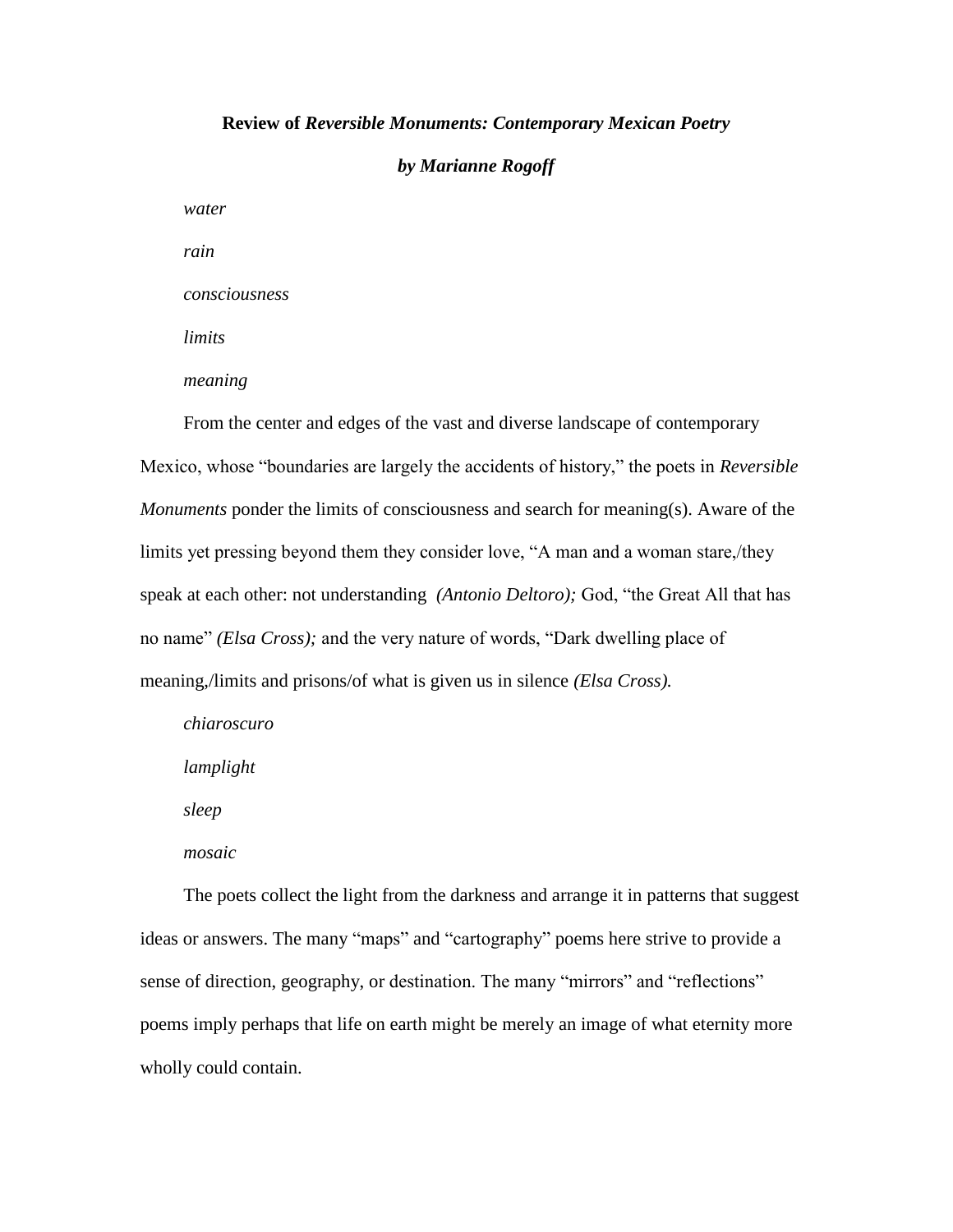**Review of *Reversible Monuments: Contemporary Mexican Poetry***

***by Marianne Rogoff***

*water*

*rain*

*consciousness*

*limits*

*meaning*

From the center and edges of the vast and diverse landscape of contemporary Mexico, whose "boundaries are largely the accidents of history," the poets in *Reversible Monuments* ponder the limits of consciousness and search for meaning(s). Aware of the limits yet pressing beyond them they consider love, "A man and a woman stare,/they speak at each other: not understanding *(Antonio Deltoro);* God, "the Great All that has no name" *(Elsa Cross);* and the very nature of words, "Dark dwelling place of meaning,/limits and prisons/of what is given us in silence *(Elsa Cross).*

*chiaroscuro*

*lamplight*

*sleep*

*mosaic*

The poets collect the light from the darkness and arrange it in patterns that suggest ideas or answers. The many "maps" and "cartography" poems here strive to provide a sense of direction, geography, or destination. The many "mirrors" and "reflections" poems imply perhaps that life on earth might be merely an image of what eternity more wholly could contain.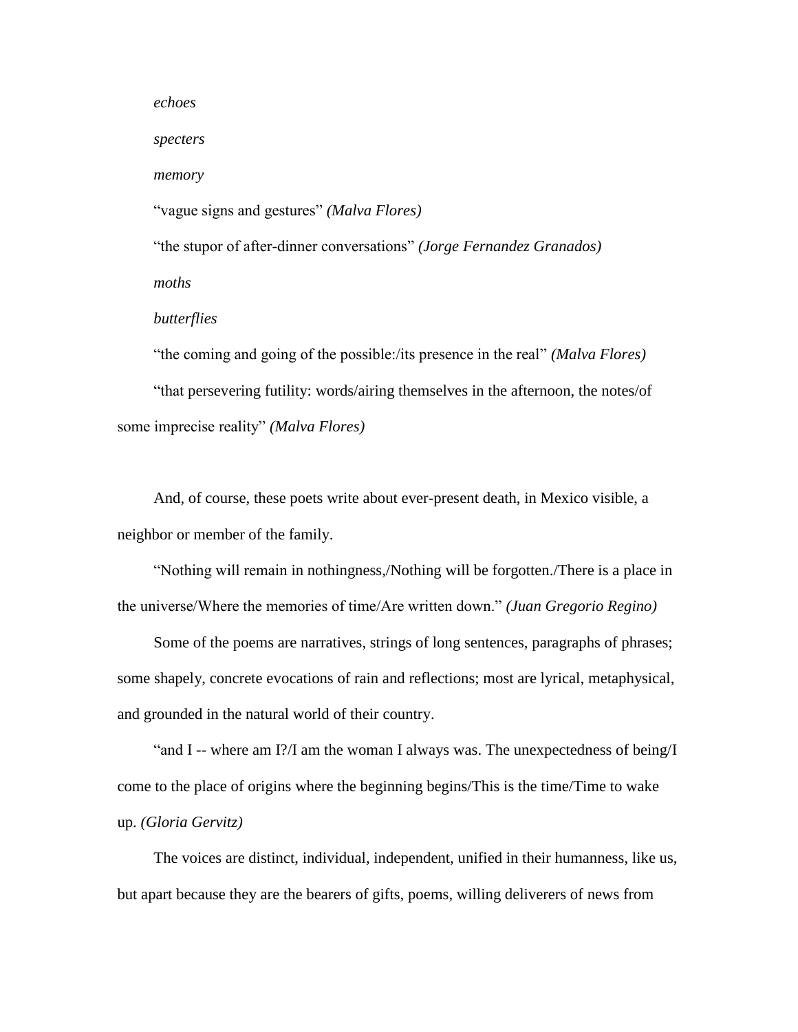*echoes*

*specters*

*memory*

"vague signs and gestures" *(Malva Flores)*

"the stupor of after-dinner conversations" *(Jorge Fernandez Granados)*

*moths*

*butterflies*

"the coming and going of the possible:/its presence in the real" *(Malva Flores)*

"that persevering futility: words/airing themselves in the afternoon, the notes/of some imprecise reality" *(Malva Flores)*

And, of course, these poets write about ever-present death, in Mexico visible, a neighbor or member of the family.

"Nothing will remain in nothingness,/Nothing will be forgotten./There is a place in the universe/Where the memories of time/Are written down." *(Juan Gregorio Regino)*

Some of the poems are narratives, strings of long sentences, paragraphs of phrases; some shapely, concrete evocations of rain and reflections; most are lyrical, metaphysical, and grounded in the natural world of their country.

"and I -- where am I?/I am the woman I always was. The unexpectedness of being/I come to the place of origins where the beginning begins/This is the time/Time to wake up. *(Gloria Gervitz)*

The voices are distinct, individual, independent, unified in their humanness, like us, but apart because they are the bearers of gifts, poems, willing deliverers of news from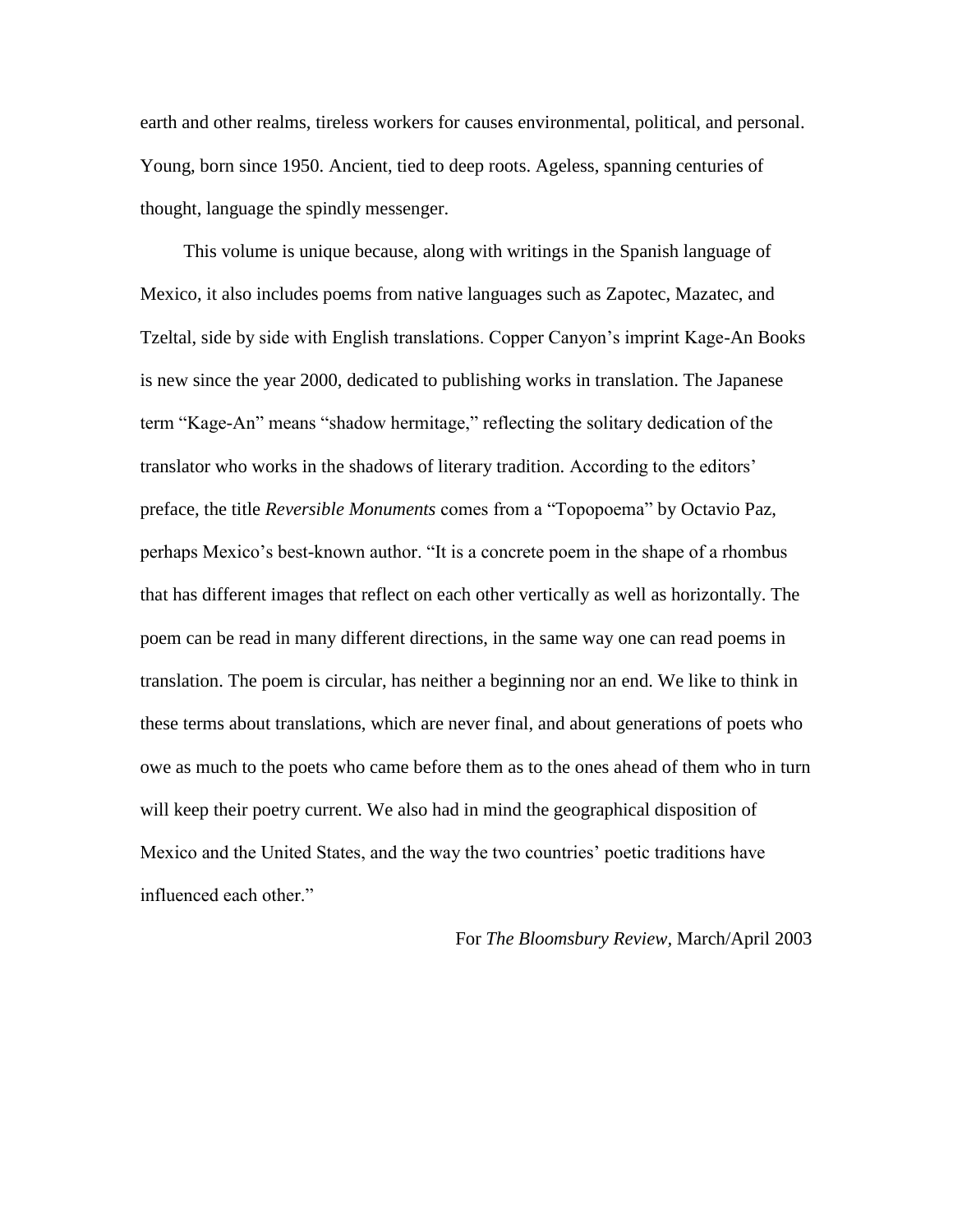earth and other realms, tireless workers for causes environmental, political, and personal. Young, born since 1950. Ancient, tied to deep roots. Ageless, spanning centuries of thought, language the spindly messenger.

This volume is unique because, along with writings in the Spanish language of Mexico, it also includes poems from native languages such as Zapotec, Mazatec, and Tzeltal, side by side with English translations. Copper Canyon's imprint Kage-An Books is new since the year 2000, dedicated to publishing works in translation. The Japanese term "Kage-An" means "shadow hermitage," reflecting the solitary dedication of the translator who works in the shadows of literary tradition. According to the editors' preface, the title *Reversible Monuments* comes from a "Topopoema" by Octavio Paz, perhaps Mexico's best-known author. "It is a concrete poem in the shape of a rhombus that has different images that reflect on each other vertically as well as horizontally. The poem can be read in many different directions, in the same way one can read poems in translation. The poem is circular, has neither a beginning nor an end. We like to think in these terms about translations, which are never final, and about generations of poets who owe as much to the poets who came before them as to the ones ahead of them who in turn will keep their poetry current. We also had in mind the geographical disposition of Mexico and the United States, and the way the two countries' poetic traditions have influenced each other."

For *The Bloomsbury Review*, March/April 2003